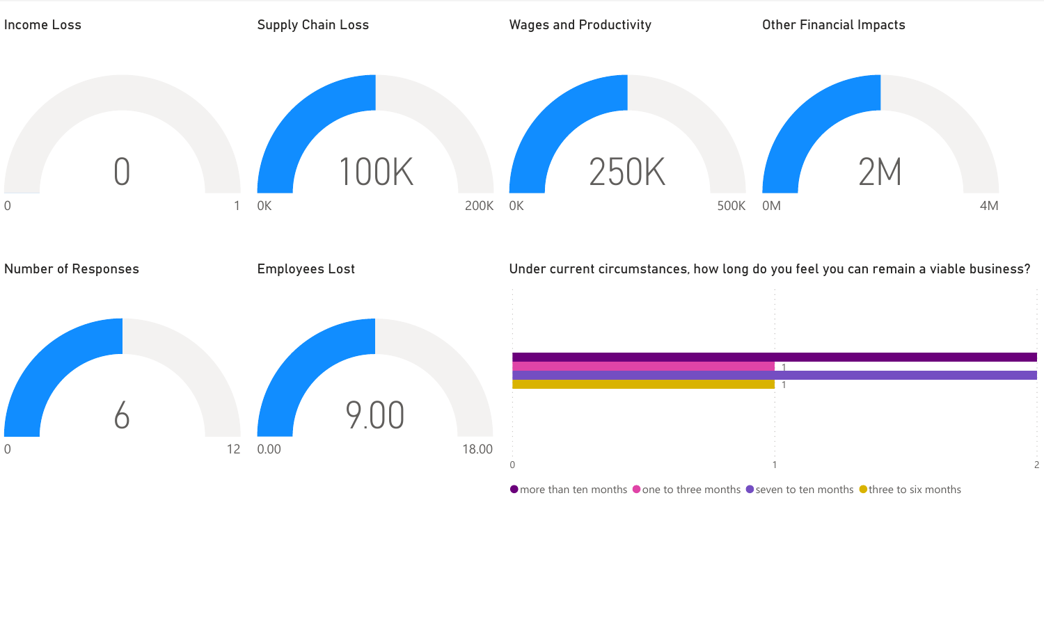## Income Loss

0

0 – 1

## Supply Chain Loss

100K

0K – 200K

## Wages and Productivity

250K

0K – 500K

## Other Financial Impacts

2M

0M – 4M

## Number of Responses

6

0 – 12

## Employees Lost

9.00

0.00 – 18.00

## Under current circumstances, how long do you feel you can remain a viable business?

| Response | Count |
|---|---|
| more than ten months | 2 |
| one to three months | 1 |
| seven to ten months | 2 |
| three to six months | 1 |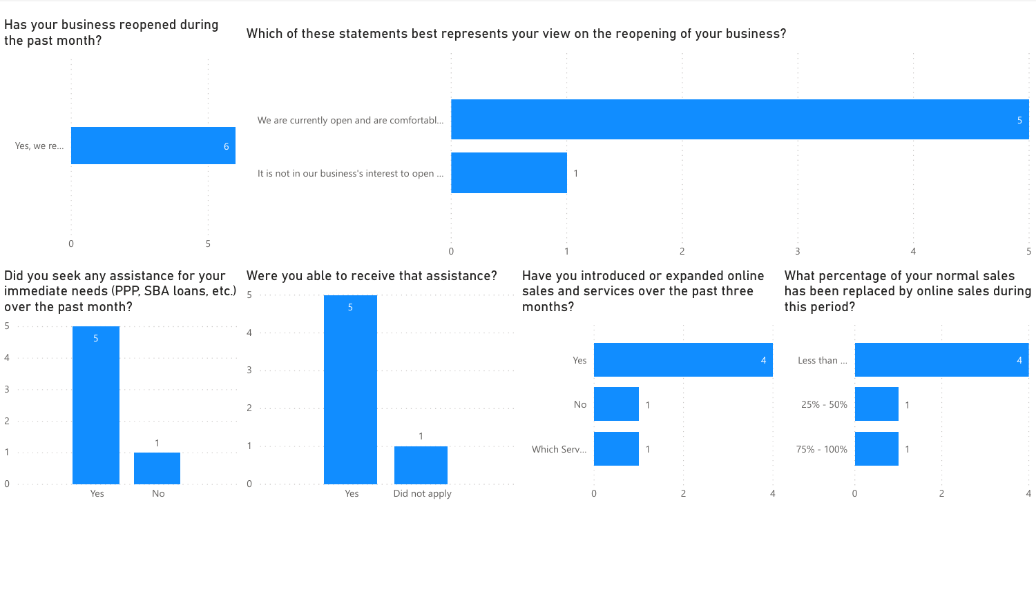Has your business reopened during the past month?

Yes, we re...
6
0
5

Which of these statements best represents your view on the reopening of your business?

We are currently open and are comfortabl...
5
It is not in our business's interest to open ...
1
0
1
2
3
4
5

Did you seek any assistance for your immediate needs (PPP, SBA loans, etc.) over the past month?

5
4
3
2
1
0
5
1
Yes
No

Were you able to receive that assistance?

5
4
3
2
1
0
5
1
Yes
Did not apply

Have you introduced or expanded online sales and services over the past three months?

Yes
4
No
1
Which Serv...
1
0
2
4

What percentage of your normal sales has been replaced by online sales during this period?

Less than ...
4
25% - 50%
1
75% - 100%
1
0
2
4